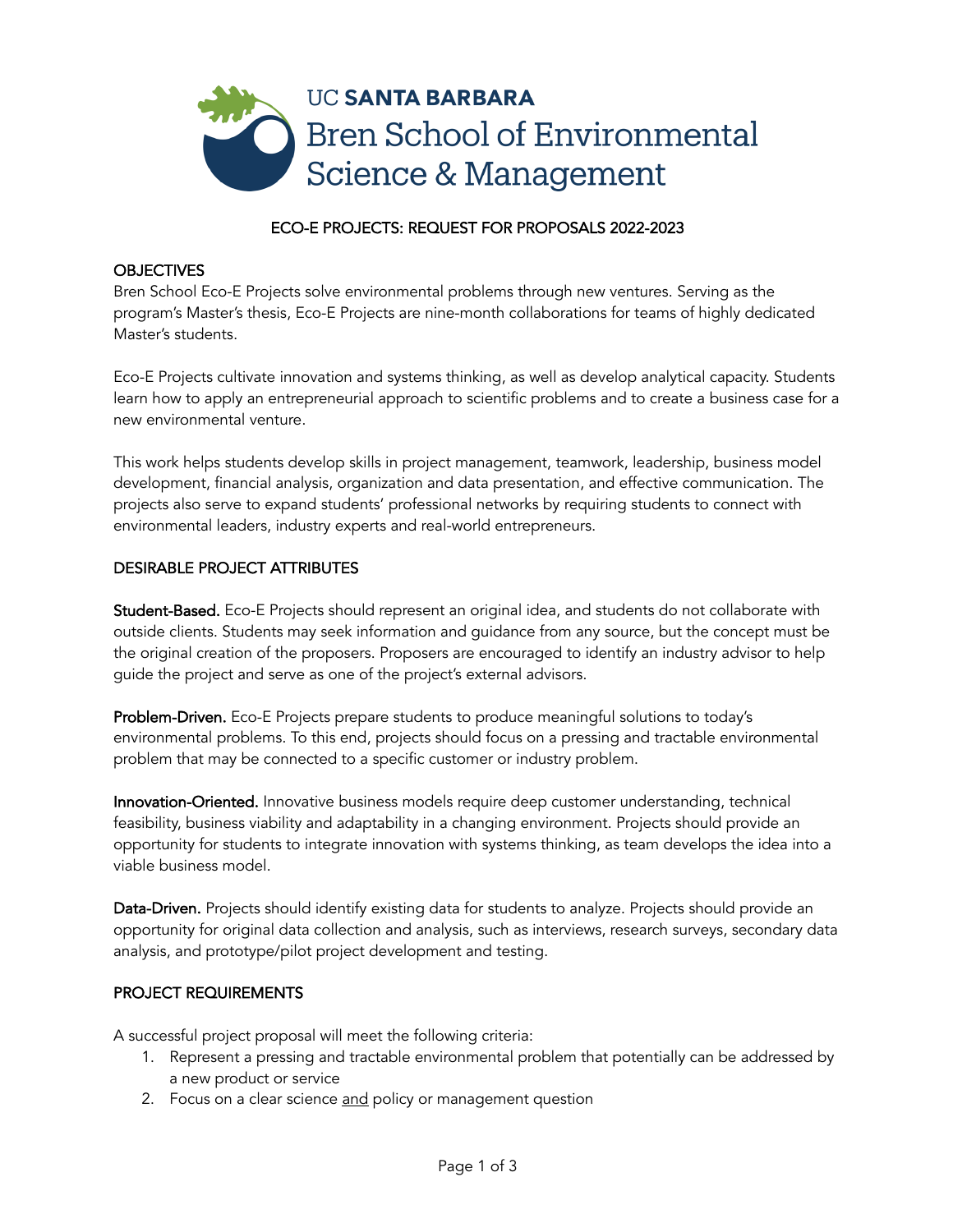UC **SANTA BARBARA**
Bren School of Environmental Science & Management

# ECO-E PROJECTS: REQUEST FOR PROPOSALS 2022-2023

## OBJECTIVES

Bren School Eco-E Projects solve environmental problems through new ventures. Serving as the program's Master's thesis, Eco-E Projects are nine-month collaborations for teams of highly dedicated Master's students.

Eco-E Projects cultivate innovation and systems thinking, as well as develop analytical capacity. Students learn how to apply an entrepreneurial approach to scientific problems and to create a business case for a new environmental venture.

This work helps students develop skills in project management, teamwork, leadership, business model development, financial analysis, organization and data presentation, and effective communication. The projects also serve to expand students' professional networks by requiring students to connect with environmental leaders, industry experts and real-world entrepreneurs.

## DESIRABLE PROJECT ATTRIBUTES

**Student-Based.** Eco-E Projects should represent an original idea, and students do not collaborate with outside clients. Students may seek information and guidance from any source, but the concept must be the original creation of the proposers. Proposers are encouraged to identify an industry advisor to help guide the project and serve as one of the project's external advisors.

**Problem-Driven.** Eco-E Projects prepare students to produce meaningful solutions to today's environmental problems. To this end, projects should focus on a pressing and tractable environmental problem that may be connected to a specific customer or industry problem.

**Innovation-Oriented.** Innovative business models require deep customer understanding, technical feasibility, business viability and adaptability in a changing environment. Projects should provide an opportunity for students to integrate innovation with systems thinking, as team develops the idea into a viable business model.

**Data-Driven.** Projects should identify existing data for students to analyze. Projects should provide an opportunity for original data collection and analysis, such as interviews, research surveys, secondary data analysis, and prototype/pilot project development and testing.

## PROJECT REQUIREMENTS

A successful project proposal will meet the following criteria:

1. Represent a pressing and tractable environmental problem that potentially can be addressed by a new product or service
2. Focus on a clear science <u>and</u> policy or management question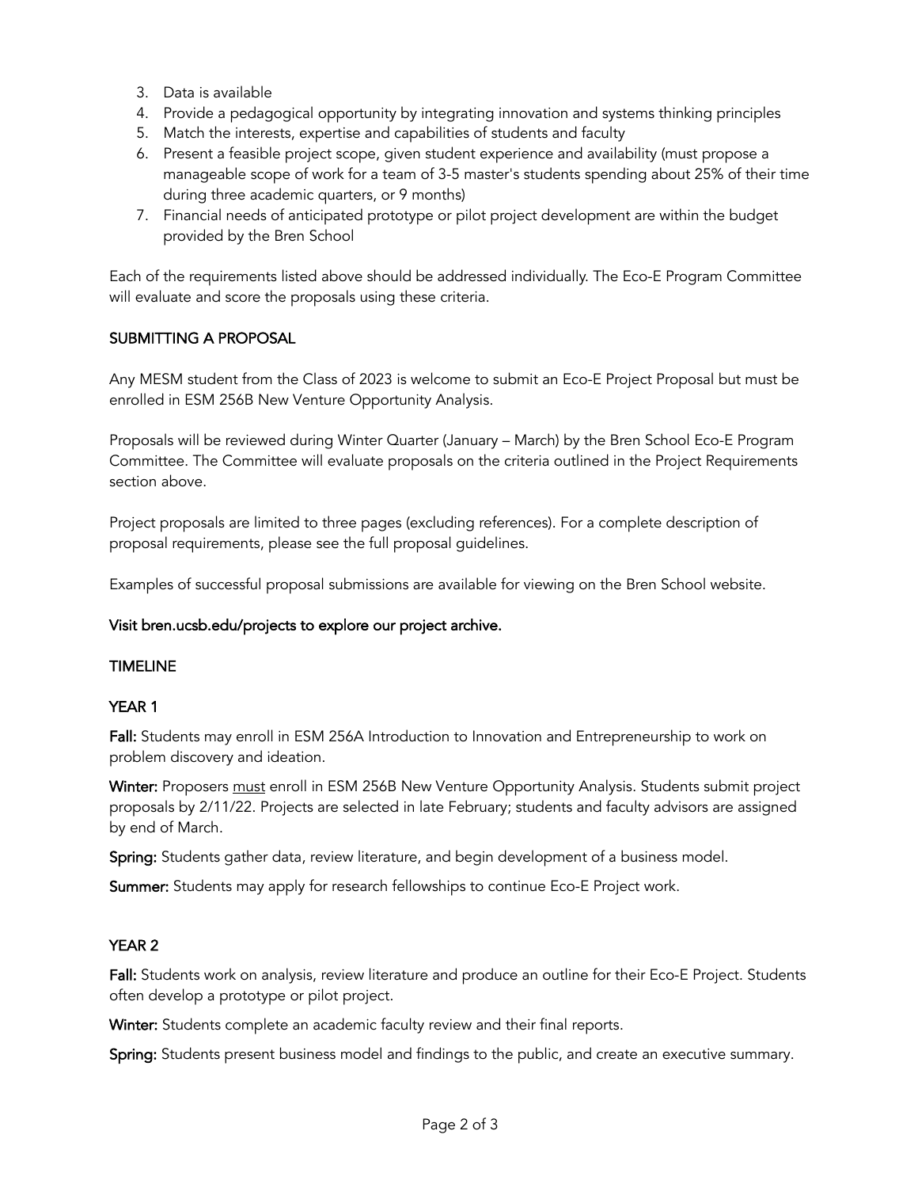3. Data is available
4. Provide a pedagogical opportunity by integrating innovation and systems thinking principles
5. Match the interests, expertise and capabilities of students and faculty
6. Present a feasible project scope, given student experience and availability (must propose a manageable scope of work for a team of 3-5 master's students spending about 25% of their time during three academic quarters, or 9 months)
7. Financial needs of anticipated prototype or pilot project development are within the budget provided by the Bren School

Each of the requirements listed above should be addressed individually. The Eco-E Program Committee will evaluate and score the proposals using these criteria.

## SUBMITTING A PROPOSAL

Any MESM student from the Class of 2023 is welcome to submit an Eco-E Project Proposal but must be enrolled in ESM 256B New Venture Opportunity Analysis.

Proposals will be reviewed during Winter Quarter (January – March) by the Bren School Eco-E Program Committee. The Committee will evaluate proposals on the criteria outlined in the Project Requirements section above.

Project proposals are limited to three pages (excluding references). For a complete description of proposal requirements, please see the full proposal guidelines.

Examples of successful proposal submissions are available for viewing on the Bren School website.

**Visit bren.ucsb.edu/projects to explore our project archive.**

## TIMELINE

### YEAR 1

**Fall:** Students may enroll in ESM 256A Introduction to Innovation and Entrepreneurship to work on problem discovery and ideation.

**Winter:** Proposers <u>must</u> enroll in ESM 256B New Venture Opportunity Analysis. Students submit project proposals by 2/11/22. Projects are selected in late February; students and faculty advisors are assigned by end of March.

**Spring:** Students gather data, review literature, and begin development of a business model.

**Summer:** Students may apply for research fellowships to continue Eco-E Project work.

### YEAR 2

**Fall:** Students work on analysis, review literature and produce an outline for their Eco-E Project. Students often develop a prototype or pilot project.

**Winter:** Students complete an academic faculty review and their final reports.

**Spring:** Students present business model and findings to the public, and create an executive summary.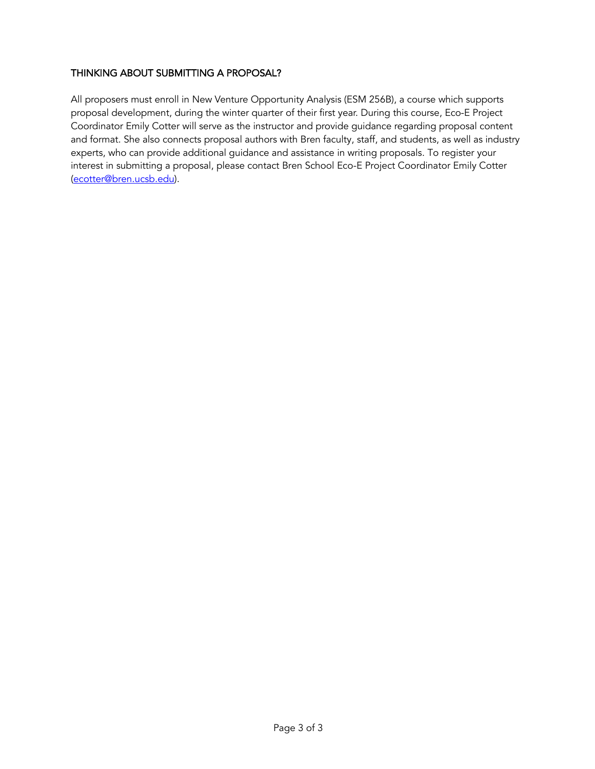## THINKING ABOUT SUBMITTING A PROPOSAL?

All proposers must enroll in New Venture Opportunity Analysis (ESM 256B), a course which supports proposal development, during the winter quarter of their first year. During this course, Eco-E Project Coordinator Emily Cotter will serve as the instructor and provide guidance regarding proposal content and format. She also connects proposal authors with Bren faculty, staff, and students, as well as industry experts, who can provide additional guidance and assistance in writing proposals. To register your interest in submitting a proposal, please contact Bren School Eco-E Project Coordinator Emily Cotter (ecotter@bren.ucsb.edu).